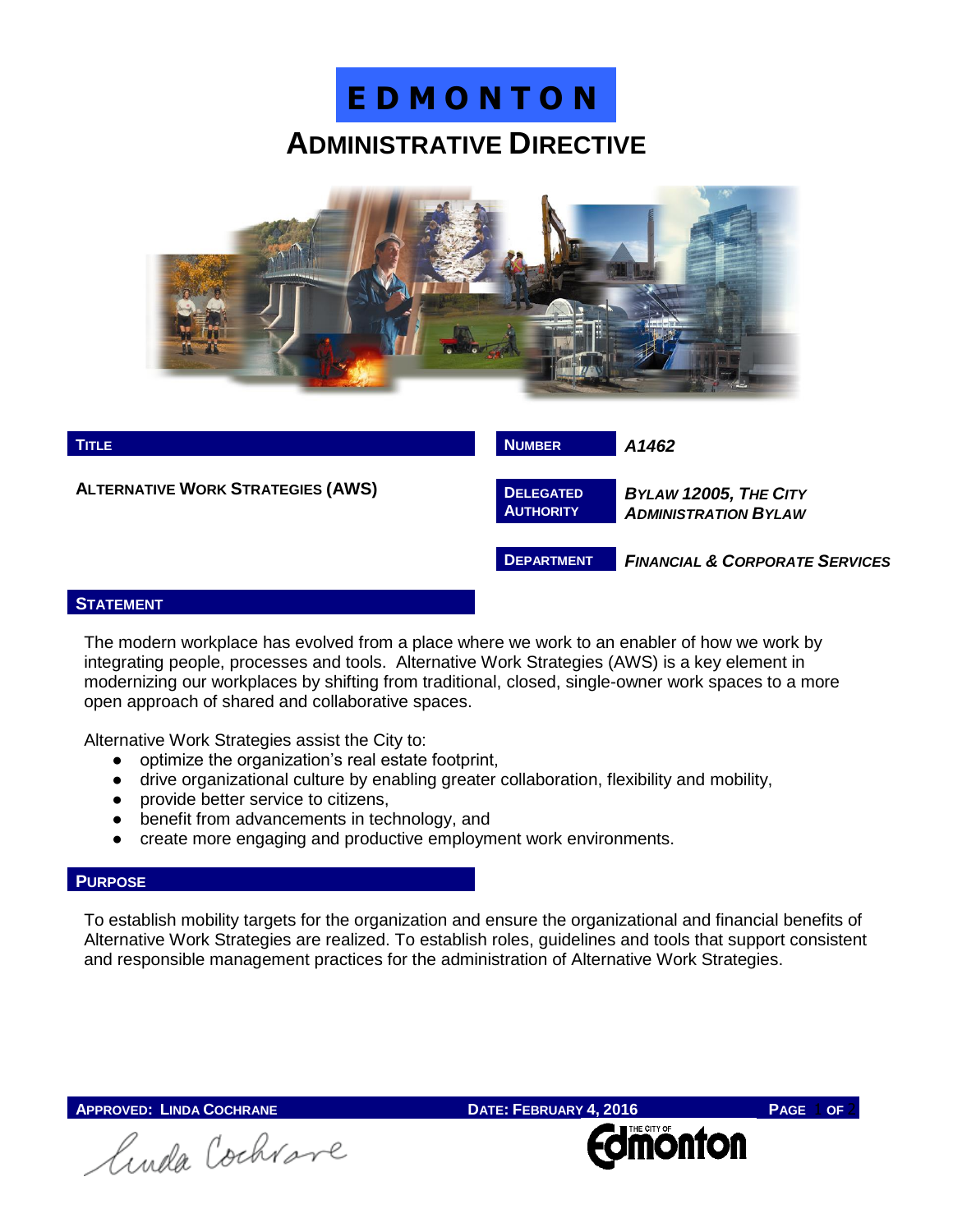# EDMONTON

## ADMINISTRATIVE DIRECTIVE

| TITLE | NUMBER | A1462 |
|---|---|---|
| ALTERNATIVE WORK STRATEGIES (AWS) | DELEGATED AUTHORITY | *BYLAW 12005, THE CITY ADMINISTRATION BYLAW* |
| | DEPARTMENT | *FINANCIAL & CORPORATE SERVICES* |

### STATEMENT

The modern workplace has evolved from a place where we work to an enabler of how we work by integrating people, processes and tools. Alternative Work Strategies (AWS) is a key element in modernizing our workplaces by shifting from traditional, closed, single-owner work spaces to a more open approach of shared and collaborative spaces.

Alternative Work Strategies assist the City to:

- optimize the organization's real estate footprint,
- drive organizational culture by enabling greater collaboration, flexibility and mobility,
- provide better service to citizens,
- benefit from advancements in technology, and
- create more engaging and productive employment work environments.

### PURPOSE

To establish mobility targets for the organization and ensure the organizational and financial benefits of Alternative Work Strategies are realized. To establish roles, guidelines and tools that support consistent and responsible management practices for the administration of Alternative Work Strategies.

**APPROVED: LINDA COCHRANE** **DATE: FEBRUARY 4, 2016**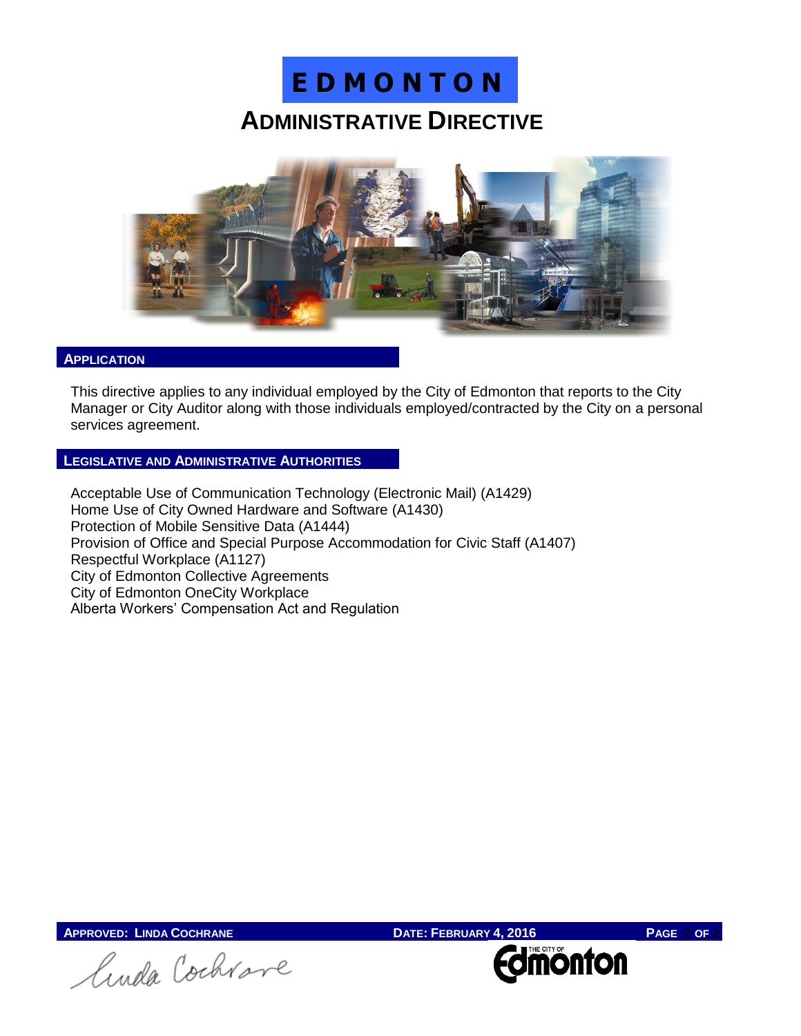# EDMONTON

## ADMINISTRATIVE DIRECTIVE

### APPLICATION

This directive applies to any individual employed by the City of Edmonton that reports to the City Manager or City Auditor along with those individuals employed/contracted by the City on a personal services agreement.

### LEGISLATIVE AND ADMINISTRATIVE AUTHORITIES

Acceptable Use of Communication Technology (Electronic Mail) (A1429)
Home Use of City Owned Hardware and Software (A1430)
Protection of Mobile Sensitive Data (A1444)
Provision of Office and Special Purpose Accommodation for Civic Staff (A1407)
Respectful Workplace (A1127)
City of Edmonton Collective Agreements
City of Edmonton OneCity Workplace
Alberta Workers' Compensation Act and Regulation

APPROVED: LINDA COCHRANE

DATE: FEBRUARY 4, 2016

Linda Cochrane